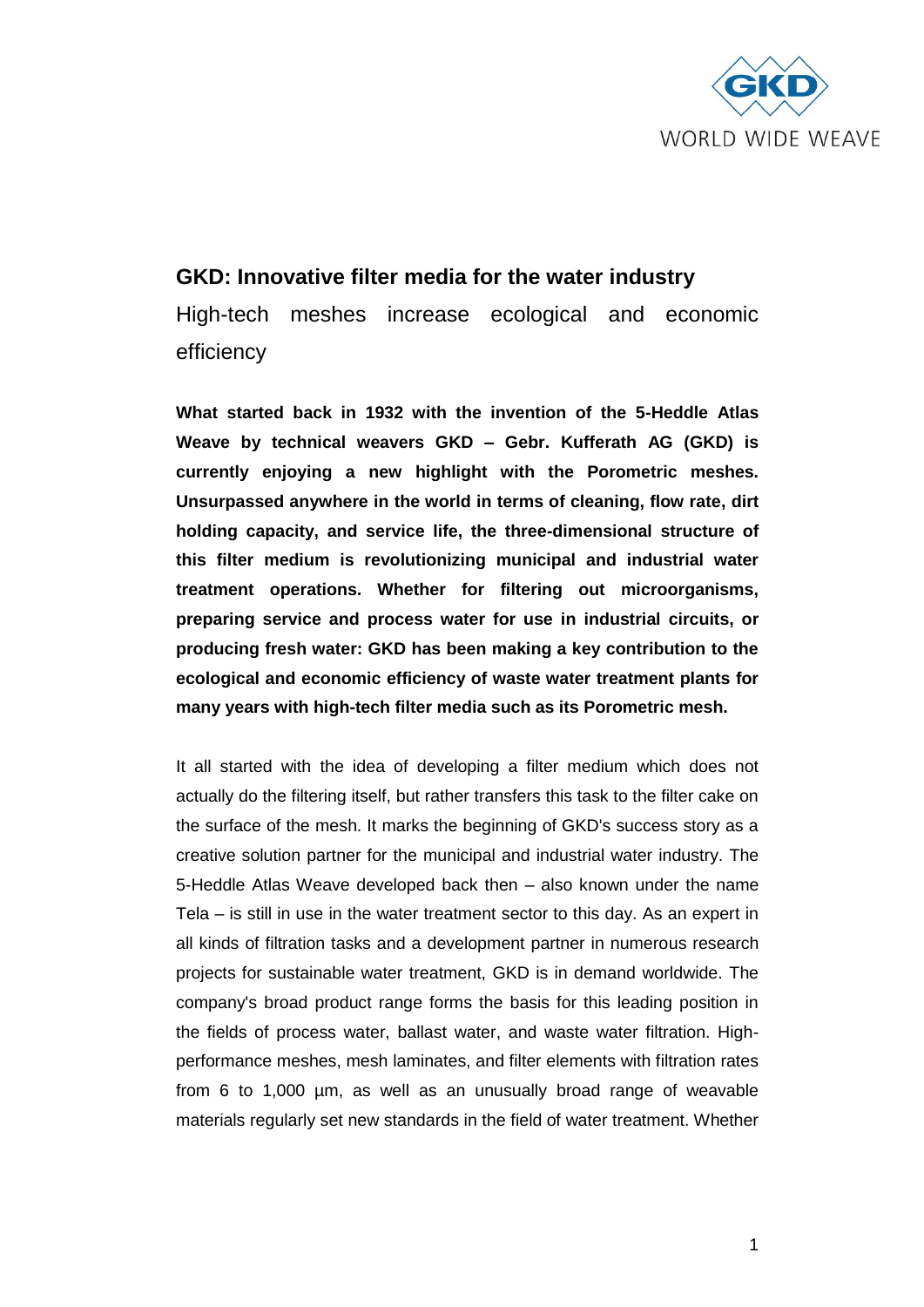# GKD: Innovative filter media for the water industry

## High-tech meshes increase ecological and economic efficiency

**What started back in 1932 with the invention of the 5-Heddle Atlas Weave by technical weavers GKD – Gebr. Kufferath AG (GKD) is currently enjoying a new highlight with the Porometric meshes. Unsurpassed anywhere in the world in terms of cleaning, flow rate, dirt holding capacity, and service life, the three-dimensional structure of this filter medium is revolutionizing municipal and industrial water treatment operations. Whether for filtering out microorganisms, preparing service and process water for use in industrial circuits, or producing fresh water: GKD has been making a key contribution to the ecological and economic efficiency of waste water treatment plants for many years with high-tech filter media such as its Porometric mesh.**

It all started with the idea of developing a filter medium which does not actually do the filtering itself, but rather transfers this task to the filter cake on the surface of the mesh. It marks the beginning of GKD's success story as a creative solution partner for the municipal and industrial water industry. The 5-Heddle Atlas Weave developed back then – also known under the name Tela – is still in use in the water treatment sector to this day. As an expert in all kinds of filtration tasks and a development partner in numerous research projects for sustainable water treatment, GKD is in demand worldwide. The company's broad product range forms the basis for this leading position in the fields of process water, ballast water, and waste water filtration. High-performance meshes, mesh laminates, and filter elements with filtration rates from 6 to 1,000 µm, as well as an unusually broad range of weavable materials regularly set new standards in the field of water treatment. Whether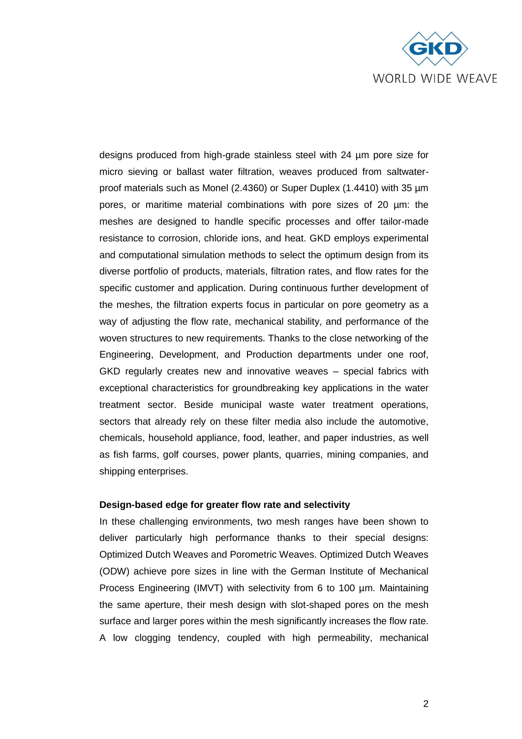designs produced from high-grade stainless steel with 24 µm pore size for micro sieving or ballast water filtration, weaves produced from saltwater-proof materials such as Monel (2.4360) or Super Duplex (1.4410) with 35 µm pores, or maritime material combinations with pore sizes of 20 µm: the meshes are designed to handle specific processes and offer tailor-made resistance to corrosion, chloride ions, and heat. GKD employs experimental and computational simulation methods to select the optimum design from its diverse portfolio of products, materials, filtration rates, and flow rates for the specific customer and application. During continuous further development of the meshes, the filtration experts focus in particular on pore geometry as a way of adjusting the flow rate, mechanical stability, and performance of the woven structures to new requirements. Thanks to the close networking of the Engineering, Development, and Production departments under one roof, GKD regularly creates new and innovative weaves – special fabrics with exceptional characteristics for groundbreaking key applications in the water treatment sector. Beside municipal waste water treatment operations, sectors that already rely on these filter media also include the automotive, chemicals, household appliance, food, leather, and paper industries, as well as fish farms, golf courses, power plants, quarries, mining companies, and shipping enterprises.

**Design-based edge for greater flow rate and selectivity**

In these challenging environments, two mesh ranges have been shown to deliver particularly high performance thanks to their special designs: Optimized Dutch Weaves and Porometric Weaves. Optimized Dutch Weaves (ODW) achieve pore sizes in line with the German Institute of Mechanical Process Engineering (IMVT) with selectivity from 6 to 100 µm. Maintaining the same aperture, their mesh design with slot-shaped pores on the mesh surface and larger pores within the mesh significantly increases the flow rate. A low clogging tendency, coupled with high permeability, mechanical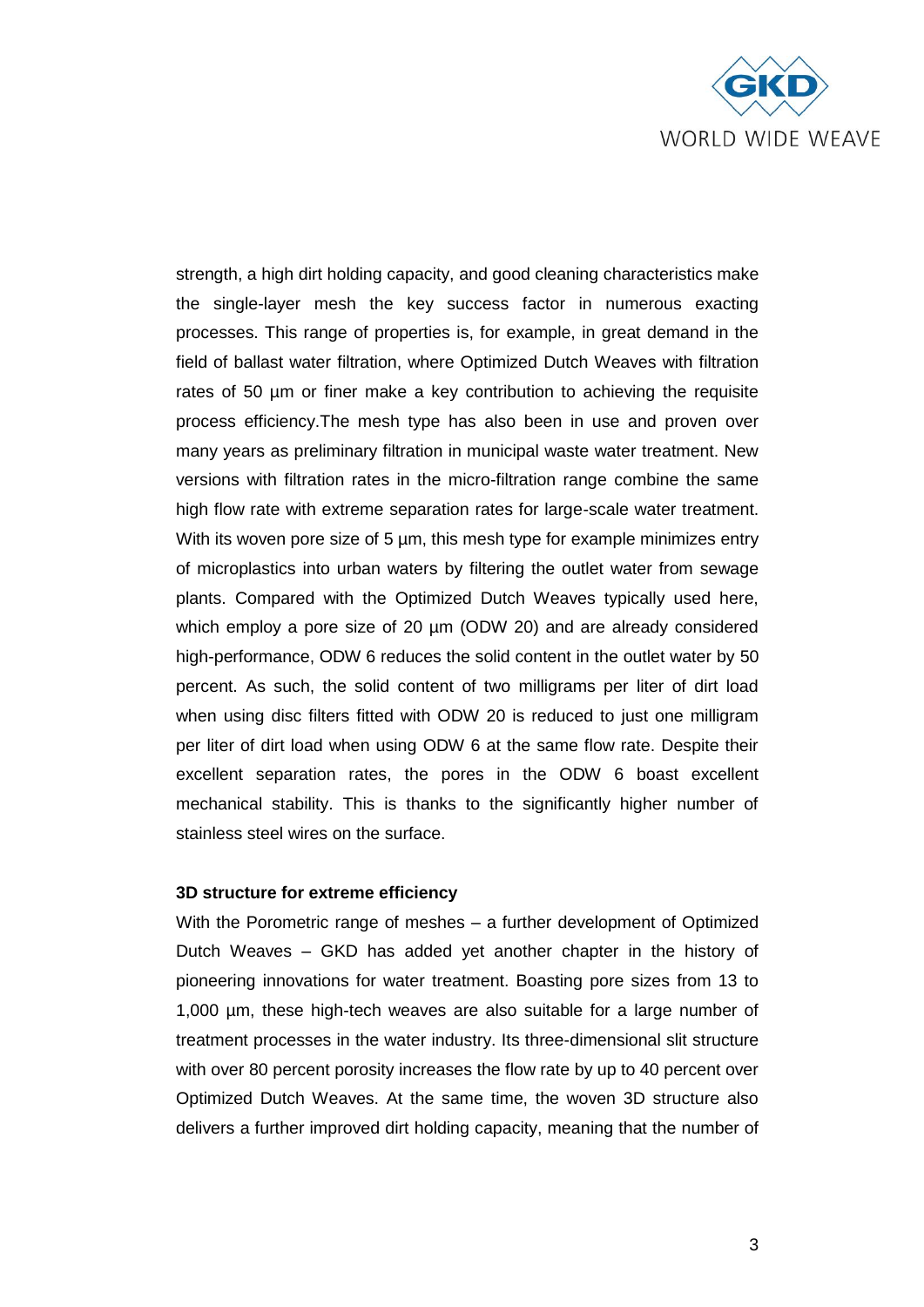strength, a high dirt holding capacity, and good cleaning characteristics make the single-layer mesh the key success factor in numerous exacting processes. This range of properties is, for example, in great demand in the field of ballast water filtration, where Optimized Dutch Weaves with filtration rates of 50 µm or finer make a key contribution to achieving the requisite process efficiency.The mesh type has also been in use and proven over many years as preliminary filtration in municipal waste water treatment. New versions with filtration rates in the micro-filtration range combine the same high flow rate with extreme separation rates for large-scale water treatment. With its woven pore size of 5 µm, this mesh type for example minimizes entry of microplastics into urban waters by filtering the outlet water from sewage plants. Compared with the Optimized Dutch Weaves typically used here, which employ a pore size of 20 µm (ODW 20) and are already considered high-performance, ODW 6 reduces the solid content in the outlet water by 50 percent. As such, the solid content of two milligrams per liter of dirt load when using disc filters fitted with ODW 20 is reduced to just one milligram per liter of dirt load when using ODW 6 at the same flow rate. Despite their excellent separation rates, the pores in the ODW 6 boast excellent mechanical stability. This is thanks to the significantly higher number of stainless steel wires on the surface.

**3D structure for extreme efficiency**

With the Porometric range of meshes – a further development of Optimized Dutch Weaves – GKD has added yet another chapter in the history of pioneering innovations for water treatment. Boasting pore sizes from 13 to 1,000 µm, these high-tech weaves are also suitable for a large number of treatment processes in the water industry. Its three-dimensional slit structure with over 80 percent porosity increases the flow rate by up to 40 percent over Optimized Dutch Weaves. At the same time, the woven 3D structure also delivers a further improved dirt holding capacity, meaning that the number of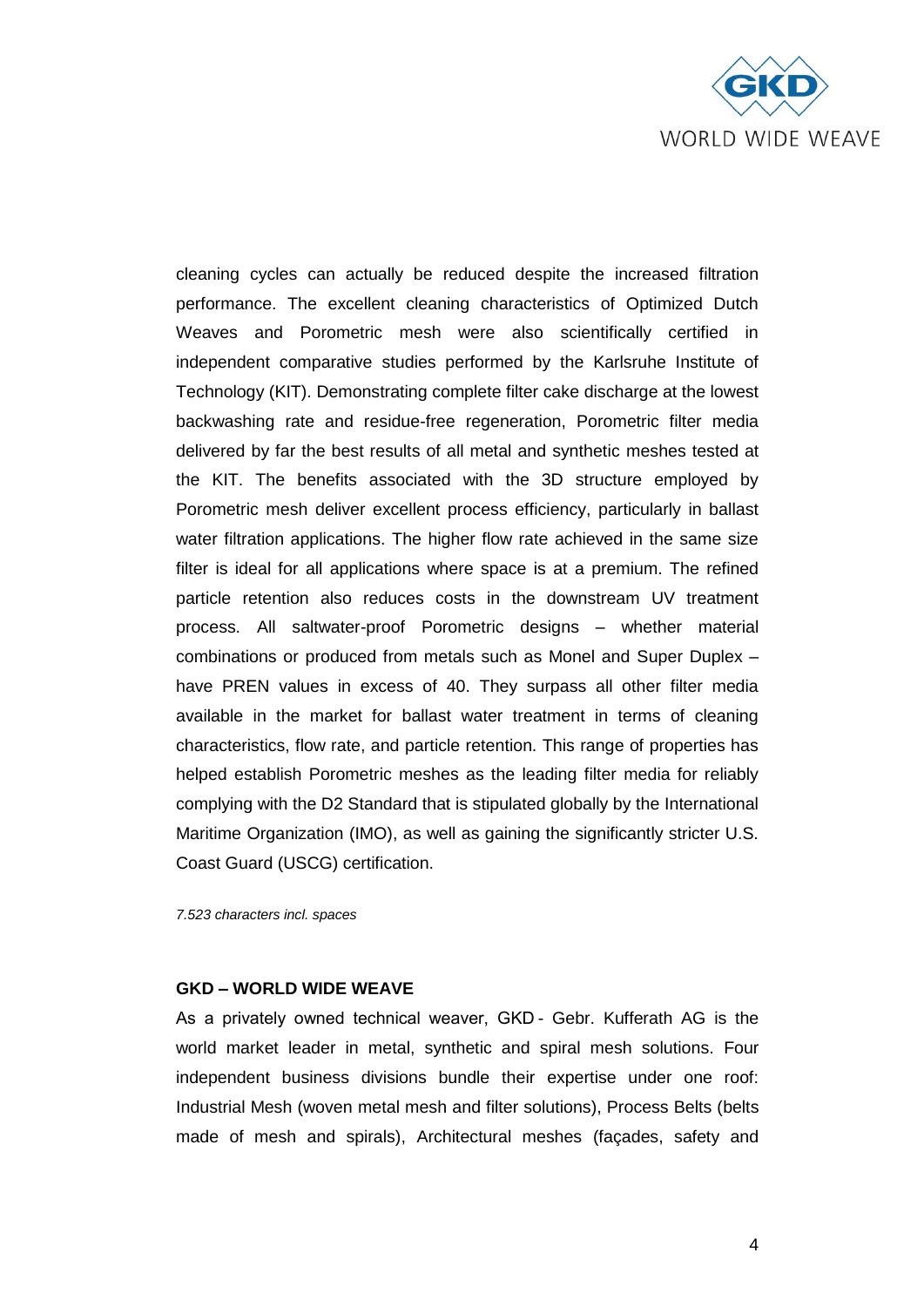cleaning cycles can actually be reduced despite the increased filtration performance. The excellent cleaning characteristics of Optimized Dutch Weaves and Porometric mesh were also scientifically certified in independent comparative studies performed by the Karlsruhe Institute of Technology (KIT). Demonstrating complete filter cake discharge at the lowest backwashing rate and residue-free regeneration, Porometric filter media delivered by far the best results of all metal and synthetic meshes tested at the KIT. The benefits associated with the 3D structure employed by Porometric mesh deliver excellent process efficiency, particularly in ballast water filtration applications. The higher flow rate achieved in the same size filter is ideal for all applications where space is at a premium. The refined particle retention also reduces costs in the downstream UV treatment process. All saltwater-proof Porometric designs – whether material combinations or produced from metals such as Monel and Super Duplex – have PREN values in excess of 40. They surpass all other filter media available in the market for ballast water treatment in terms of cleaning characteristics, flow rate, and particle retention. This range of properties has helped establish Porometric meshes as the leading filter media for reliably complying with the D2 Standard that is stipulated globally by the International Maritime Organization (IMO), as well as gaining the significantly stricter U.S. Coast Guard (USCG) certification.

*7.523 characters incl. spaces*

**GKD – WORLD WIDE WEAVE**

As a privately owned technical weaver, GKD - Gebr. Kufferath AG is the world market leader in metal, synthetic and spiral mesh solutions. Four independent business divisions bundle their expertise under one roof: Industrial Mesh (woven metal mesh and filter solutions), Process Belts (belts made of mesh and spirals), Architectural meshes (façades, safety and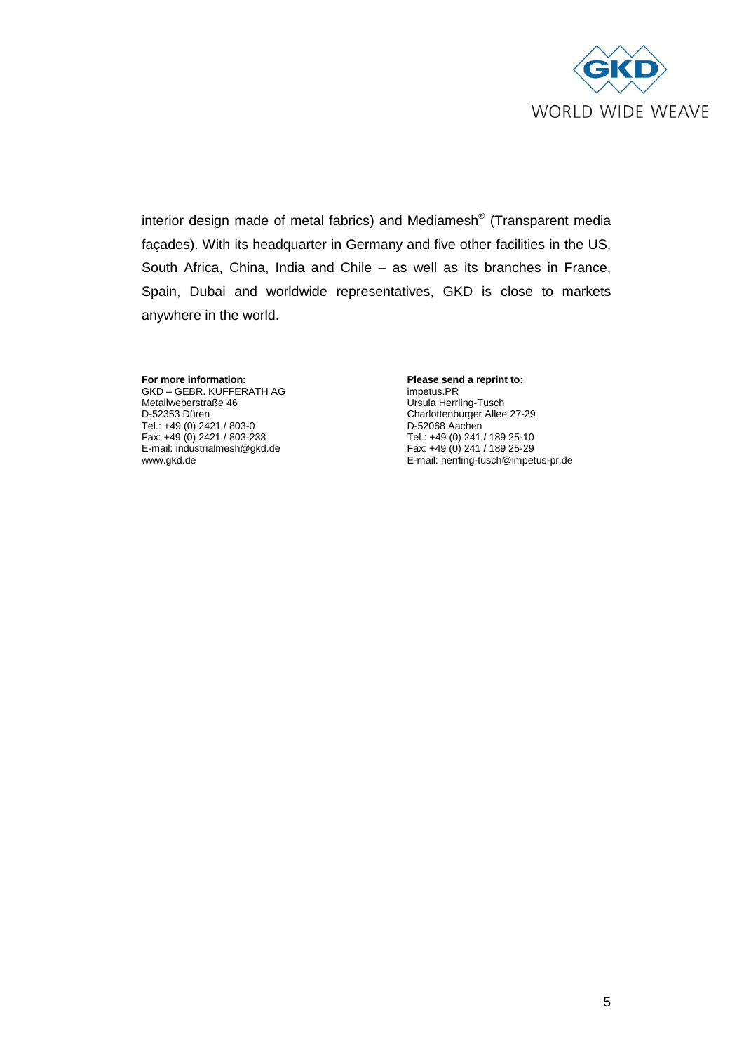interior design made of metal fabrics) and Mediamesh® (Transparent media façades). With its headquarter in Germany and five other facilities in the US, South Africa, China, India and Chile – as well as its branches in France, Spain, Dubai and worldwide representatives, GKD is close to markets anywhere in the world.

**For more information:**
GKD – GEBR. KUFFERATH AG
Metallweberstraße 46
D-52353 Düren
Tel.: +49 (0) 2421 / 803-0
Fax: +49 (0) 2421 / 803-233
E-mail: industrialmesh@gkd.de
www.gkd.de

**Please send a reprint to:**
impetus.PR
Ursula Herrling-Tusch
Charlottenburger Allee 27-29
D-52068 Aachen
Tel.: +49 (0) 241 / 189 25-10
Fax: +49 (0) 241 / 189 25-29
E-mail: herrling-tusch@impetus-pr.de